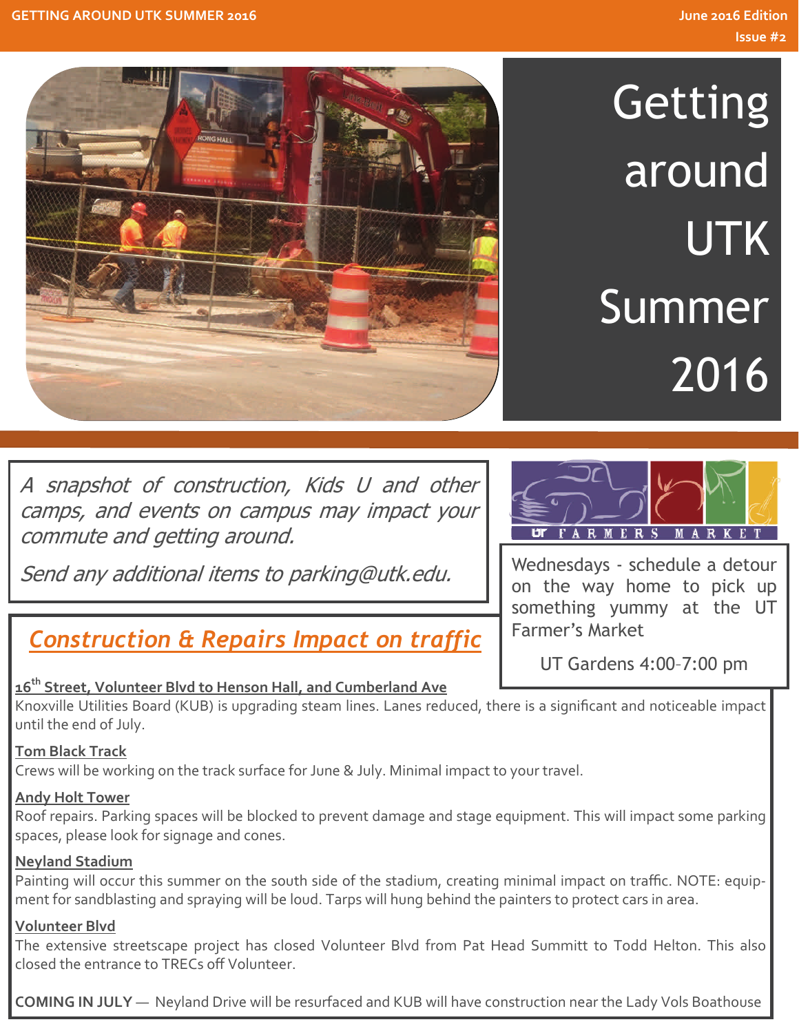# Getting around UTK Summer 2016

*A snapshot of construction, Kids U and other camps, and events on campus may impact your commute and getting around.*

*Send any additional items to parking@utk.edu.*

Wednesdays - schedule a detour on the way home to pick up something yummy at the UT Farmer's Market

UT Gardens 4:00–7:00 pm

## *Construction & Repairs Impact on traffic*

**16th Street, Volunteer Blvd to Henson Hall, and Cumberland Ave**

Knoxville Utilities Board (KUB) is upgrading steam lines. Lanes reduced, there is a significant and noticeable impact until the end of July.

**Tom Black Track**

Crews will be working on the track surface for June & July. Minimal impact to your travel.

**Andy Holt Tower**

Roof repairs. Parking spaces will be blocked to prevent damage and stage equipment. This will impact some parking spaces, please look for signage and cones.

**Neyland Stadium**

Painting will occur this summer on the south side of the stadium, creating minimal impact on traffic. NOTE: equipment for sandblasting and spraying will be loud. Tarps will hung behind the painters to protect cars in area.

**Volunteer Blvd**

The extensive streetscape project has closed Volunteer Blvd from Pat Head Summitt to Todd Helton. This also closed the entrance to TRECs off Volunteer.

**COMING IN JULY** — Neyland Drive will be resurfaced and KUB will have construction near the Lady Vols Boathouse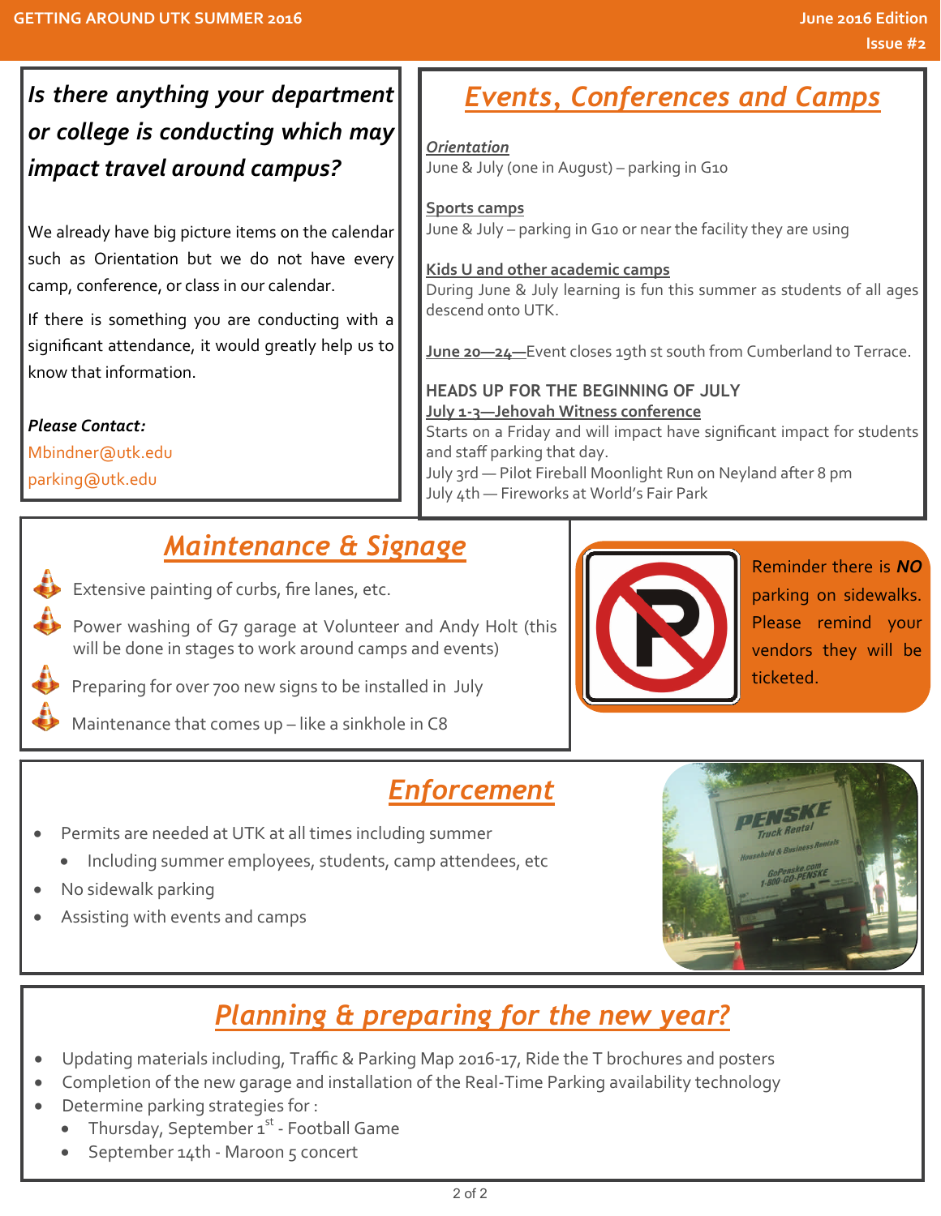## Is there anything your department or college is conducting which may impact travel around campus?

We already have big picture items on the calendar such as Orientation but we do not have every camp, conference, or class in our calendar.

If there is something you are conducting with a significant attendance, it would greatly help us to know that information.

***Please Contact:***

Mbindner@utk.edu

parking@utk.edu

## Events, Conferences and Camps

***Orientation***

June & July (one in August) – parking in G10

**Sports camps**

June & July – parking in G10 or near the facility they are using

**Kids U and other academic camps**

During June & July learning is fun this summer as students of all ages descend onto UTK.

**June 20—24—**Event closes 19th st south from Cumberland to Terrace.

**HEADS UP FOR THE BEGINNING OF JULY**

**July 1-3—Jehovah Witness conference**

Starts on a Friday and will impact have significant impact for students and staff parking that day.

July 3rd — Pilot Fireball Moonlight Run on Neyland after 8 pm

July 4th — Fireworks at World's Fair Park

## Maintenance & Signage

- Extensive painting of curbs, fire lanes, etc.
- Power washing of G7 garage at Volunteer and Andy Holt (this will be done in stages to work around camps and events)
- Preparing for over 700 new signs to be installed in July
- Maintenance that comes up – like a sinkhole in C8

Reminder there is ***NO*** parking on sidewalks. Please remind your vendors they will be ticketed.

## Enforcement

- Permits are needed at UTK at all times including summer
  - Including summer employees, students, camp attendees, etc
- No sidewalk parking
- Assisting with events and camps

## Planning & preparing for the new year?

- Updating materials including, Traffic & Parking Map 2016-17, Ride the T brochures and posters
- Completion of the new garage and installation of the Real-Time Parking availability technology
- Determine parking strategies for :
  - Thursday, September 1st - Football Game
  - September 14th - Maroon 5 concert